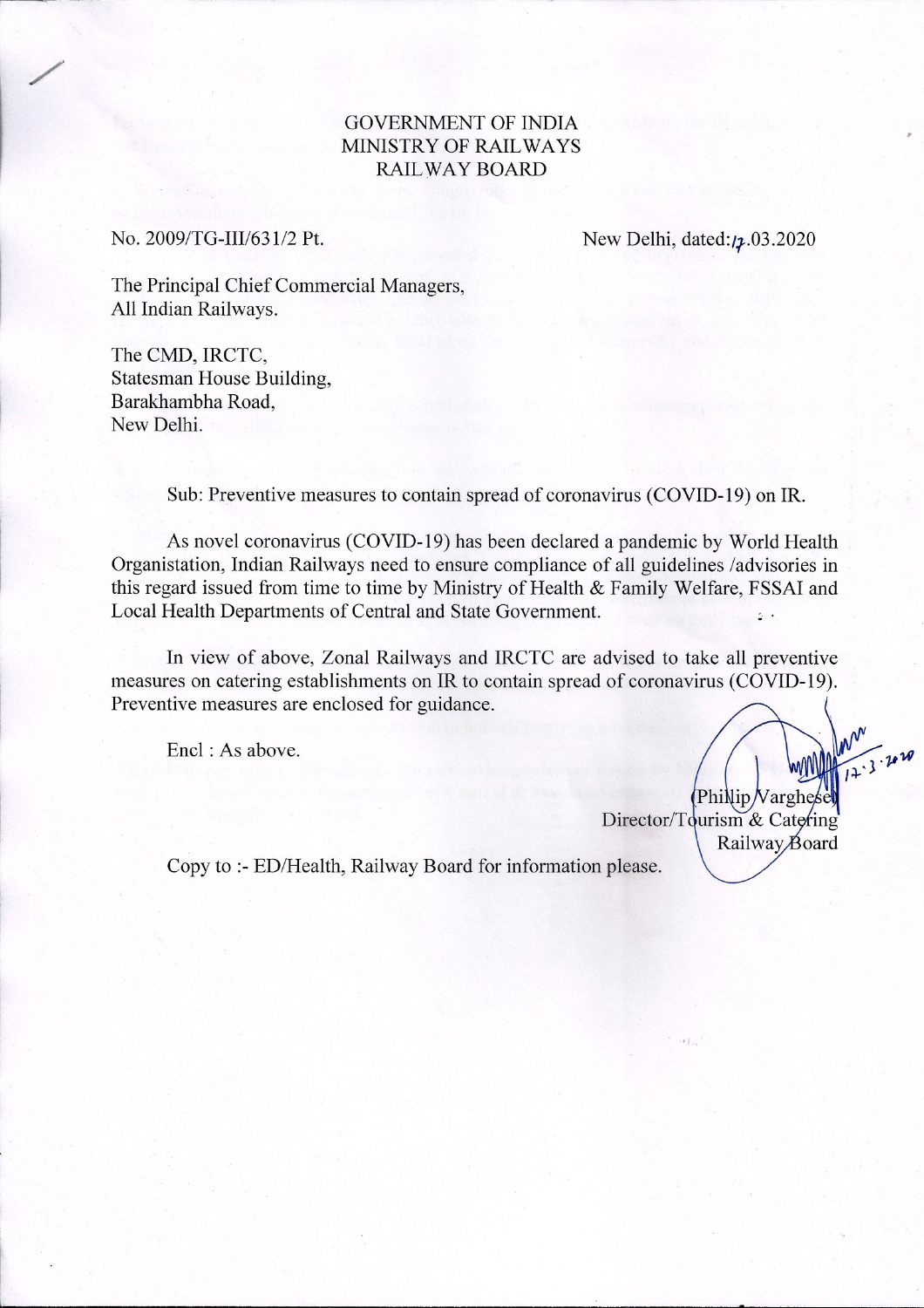GOVERNMENT OF INDIA
MINISTRY OF RAILWAYS
RAILWAY BOARD

No. 2009/TG-III/631/2 Pt.

New Delhi, dated: 17.03.2020

The Principal Chief Commercial Managers,
All Indian Railways.

The CMD, IRCTC,
Statesman House Building,
Barakhambha Road,
New Delhi.

Sub: Preventive measures to contain spread of coronavirus (COVID-19) on IR.

As novel coronavirus (COVID-19) has been declared a pandemic by World Health Organistation, Indian Railways need to ensure compliance of all guidelines /advisories in this regard issued from time to time by Ministry of Health & Family Welfare, FSSAI and Local Health Departments of Central and State Government.

In view of above, Zonal Railways and IRCTC are advised to take all preventive measures on catering establishments on IR to contain spread of coronavirus (COVID-19). Preventive measures are enclosed for guidance.

Encl : As above.

17.3.2020
(Phillip Varghese)
Director/Tourism & Catering
Railway Board

Copy to :- ED/Health, Railway Board for information please.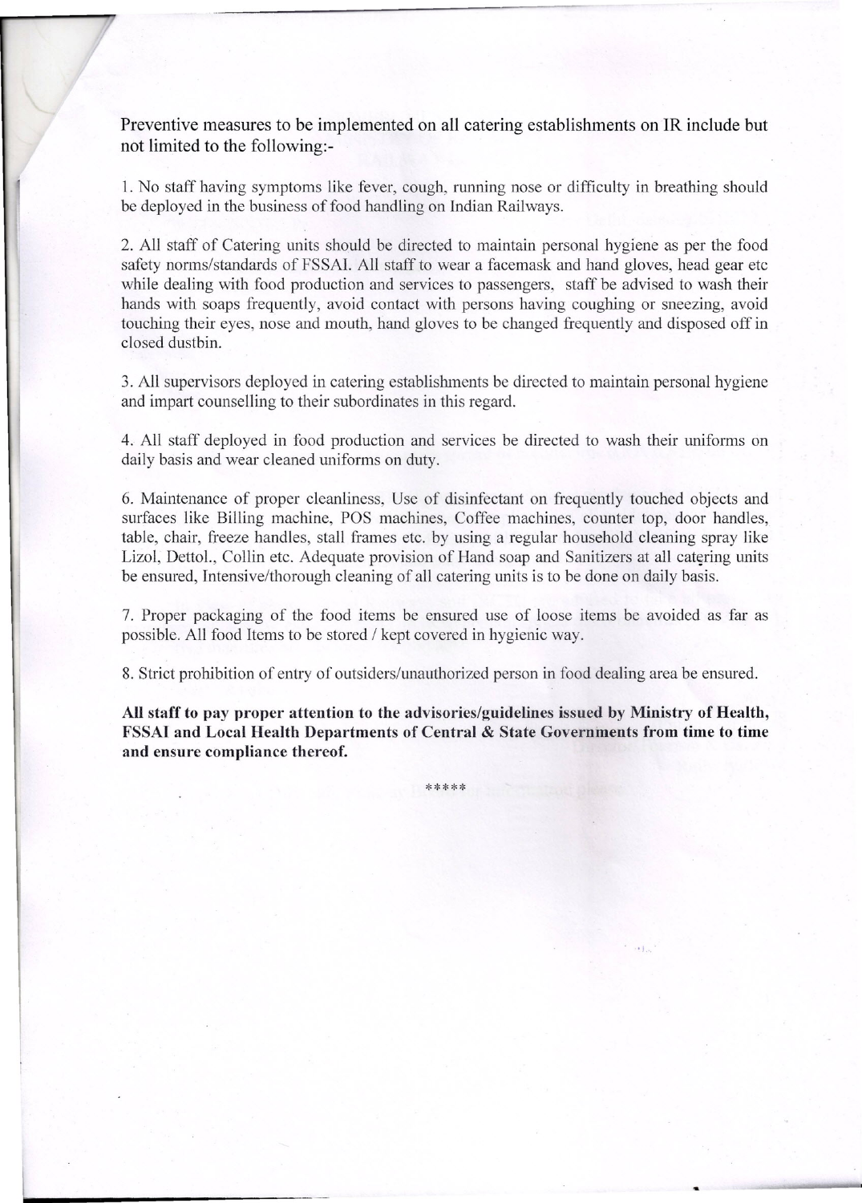Preventive measures to be implemented on all catering establishments on IR include but not limited to the following:-

1. No staff having symptoms like fever, cough, running nose or difficulty in breathing should be deployed in the business of food handling on Indian Railways.

2. All staff of Catering units should be directed to maintain personal hygiene as per the food safety norms/standards of FSSAI. All staff to wear a facemask and hand gloves, head gear etc while dealing with food production and services to passengers, staff be advised to wash their hands with soaps frequently, avoid contact with persons having coughing or sneezing, avoid touching their eyes, nose and mouth, hand gloves to be changed frequently and disposed off in closed dustbin.

3. All supervisors deployed in catering establishments be directed to maintain personal hygiene and impart counselling to their subordinates in this regard.

4. All staff deployed in food production and services be directed to wash their uniforms on daily basis and wear cleaned uniforms on duty.

6. Maintenance of proper cleanliness, Use of disinfectant on frequently touched objects and surfaces like Billing machine, POS machines, Coffee machines, counter top, door handles, table, chair, freeze handles, stall frames etc. by using a regular household cleaning spray like Lizol, Dettol., Collin etc. Adequate provision of Hand soap and Sanitizers at all catering units be ensured, Intensive/thorough cleaning of all catering units is to be done on daily basis.

7. Proper packaging of the food items be ensured use of loose items be avoided as far as possible. All food Items to be stored / kept covered in hygienic way.

8. Strict prohibition of entry of outsiders/unauthorized person in food dealing area be ensured.

**All staff to pay proper attention to the advisories/guidelines issued by Ministry of Health, FSSAI and Local Health Departments of Central & State Governments from time to time and ensure compliance thereof.**

*****